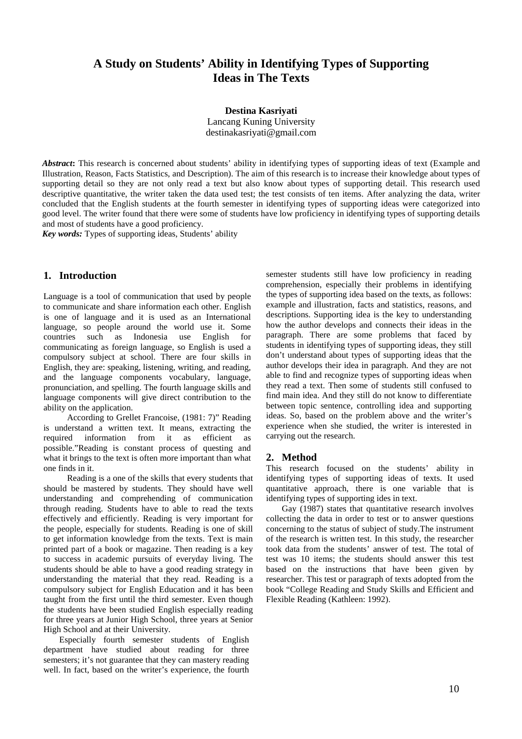# A Study on Students' Ability in Identifying Types of Supporting Ideas in The Texts

**Destina Kasriyati**
Lancang Kuning University
destinakasriyati@gmail.com

***Abstract*:** This research is concerned about students' ability in identifying types of supporting ideas of text (Example and Illustration, Reason, Facts Statistics, and Description). The aim of this research is to increase their knowledge about types of supporting detail so they are not only read a text but also know about types of supporting detail. This research used descriptive quantitative, the writer taken the data used test; the test consists of ten items. After analyzing the data, writer concluded that the English students at the fourth semester in identifying types of supporting ideas were categorized into good level. The writer found that there were some of students have low proficiency in identifying types of supporting details and most of students have a good proficiency.

***Key words:*** Types of supporting ideas, Students' ability

## 1. Introduction

Language is a tool of communication that used by people to communicate and share information each other. English is one of language and it is used as an International language, so people around the world use it. Some countries such as Indonesia use English for communicating as foreign language, so English is used a compulsory subject at school. There are four skills in English, they are: speaking, listening, writing, and reading, and the language components vocabulary, language, pronunciation, and spelling. The fourth language skills and language components will give direct contribution to the ability on the application.

According to Grellet Francoise, (1981: 7)" Reading is understand a written text. It means, extracting the required information from it as efficient as possible."Reading is constant process of questing and what it brings to the text is often more important than what one finds in it.

Reading is a one of the skills that every students that should be mastered by students. They should have well understanding and comprehending of communication through reading. Students have to able to read the texts effectively and efficiently. Reading is very important for the people, especially for students. Reading is one of skill to get information knowledge from the texts. Text is main printed part of a book or magazine. Then reading is a key to success in academic pursuits of everyday living. The students should be able to have a good reading strategy in understanding the material that they read. Reading is a compulsory subject for English Education and it has been taught from the first until the third semester. Even though the students have been studied English especially reading for three years at Junior High School, three years at Senior High School and at their University.

Especially fourth semester students of English department have studied about reading for three semesters; it's not guarantee that they can mastery reading well. In fact, based on the writer's experience, the fourth semester students still have low proficiency in reading comprehension, especially their problems in identifying the types of supporting idea based on the texts, as follows: example and illustration, facts and statistics, reasons, and descriptions. Supporting idea is the key to understanding how the author develops and connects their ideas in the paragraph. There are some problems that faced by students in identifying types of supporting ideas, they still don't understand about types of supporting ideas that the author develops their idea in paragraph. And they are not able to find and recognize types of supporting ideas when they read a text. Then some of students still confused to find main idea. And they still do not know to differentiate between topic sentence, controlling idea and supporting ideas. So, based on the problem above and the writer's experience when she studied, the writer is interested in carrying out the research.

## 2. Method

This research focused on the students' ability in identifying types of supporting ideas of texts. It used quantitative approach, there is one variable that is identifying types of supporting ides in text.

Gay (1987) states that quantitative research involves collecting the data in order to test or to answer questions concerning to the status of subject of study.The instrument of the research is written test. In this study, the researcher took data from the students' answer of test. The total of test was 10 items; the students should answer this test based on the instructions that have been given by researcher. This test or paragraph of texts adopted from the book "College Reading and Study Skills and Efficient and Flexible Reading (Kathleen: 1992).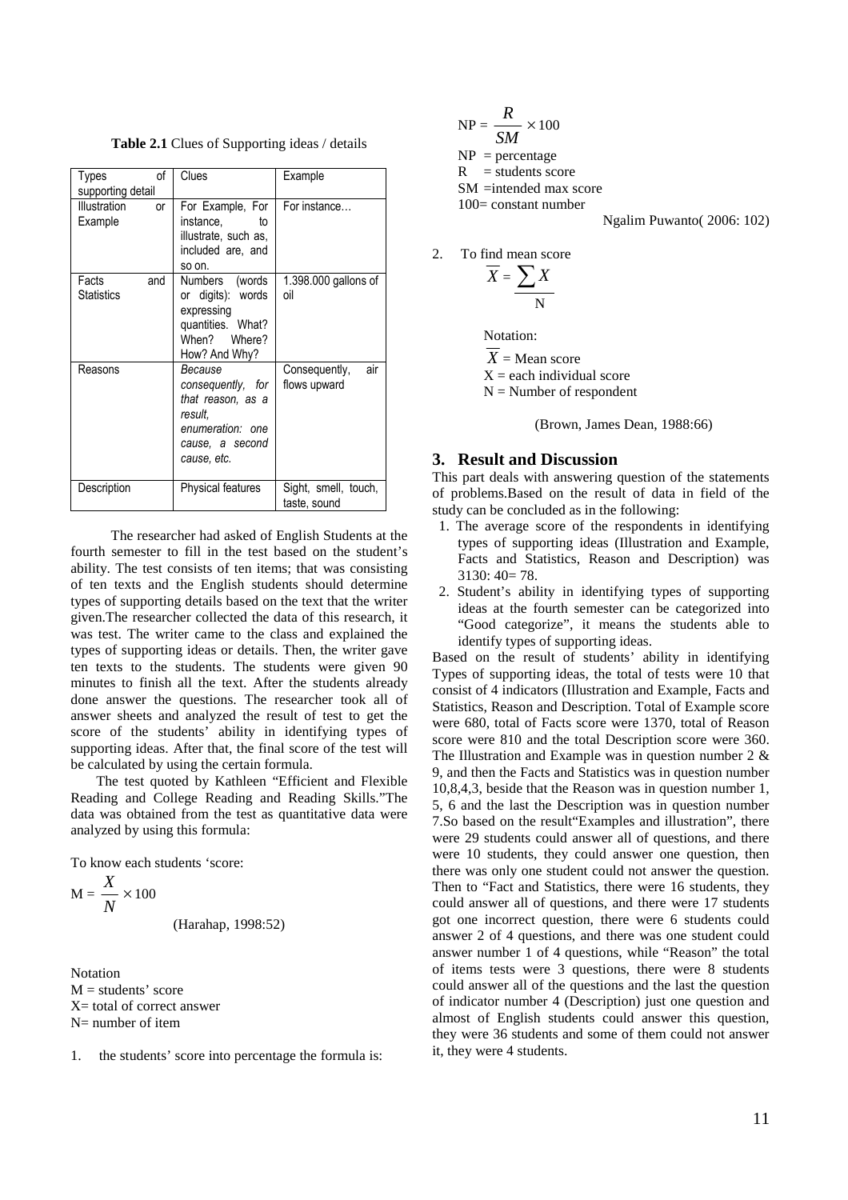**Table 2.1** Clues of Supporting ideas / details

| Types of supporting detail | Clues | Example |
|---|---|---|
| Illustration or Example | For Example, For instance, to illustrate, such as, included are, and so on. | For instance… |
| Facts and Statistics | Numbers (words or digits): words expressing quantities. What? When? Where? How? And Why? | 1.398.000 gallons of oil |
| Reasons | *Because consequently, for that reason, as a result, enumeration: one cause, a second cause, etc.* | Consequently, air flows upward |
| Description | Physical features | Sight, smell, touch, taste, sound |

The researcher had asked of English Students at the fourth semester to fill in the test based on the student's ability. The test consists of ten items; that was consisting of ten texts and the English students should determine types of supporting details based on the text that the writer given.The researcher collected the data of this research, it was test. The writer came to the class and explained the types of supporting ideas or details. Then, the writer gave ten texts to the students. The students were given 90 minutes to finish all the text. After the students already done answer the questions. The researcher took all of answer sheets and analyzed the result of test to get the score of the students' ability in identifying types of supporting ideas. After that, the final score of the test will be calculated by using the certain formula.

The test quoted by Kathleen "Efficient and Flexible Reading and College Reading and Reading Skills."The data was obtained from the test as quantitative data were analyzed by using this formula:

To know each students 'score:

$$M = \frac{X}{N} \times 100$$

(Harahap, 1998:52)

Notation
M = students' score
X= total of correct answer
N= number of item

1. the students' score into percentage the formula is:

$$NP = \frac{R}{SM} \times 100$$

NP = percentage
R = students score
SM =intended max score
100= constant number

Ngalim Puwanto( 2006: 102)

2. To find mean score

$$\overline{X} = \frac{\sum X}{N}$$

Notation:
$\overline{X}$ = Mean score
X = each individual score
N = Number of respondent

(Brown, James Dean, 1988:66)

## 3. Result and Discussion

This part deals with answering question of the statements of problems.Based on the result of data in field of the study can be concluded as in the following:

1. The average score of the respondents in identifying types of supporting ideas (Illustration and Example, Facts and Statistics, Reason and Description) was 3130: 40= 78.
2. Student's ability in identifying types of supporting ideas at the fourth semester can be categorized into "Good categorize", it means the students able to identify types of supporting ideas.

Based on the result of students' ability in identifying Types of supporting ideas, the total of tests were 10 that consist of 4 indicators (Illustration and Example, Facts and Statistics, Reason and Description). Total of Example score were 680, total of Facts score were 1370, total of Reason score were 810 and the total Description score were 360. The Illustration and Example was in question number 2 & 9, and then the Facts and Statistics was in question number 10,8,4,3, beside that the Reason was in question number 1, 5, 6 and the last the Description was in question number 7.So based on the result"Examples and illustration", there were 29 students could answer all of questions, and there were 10 students, they could answer one question, then there was only one student could not answer the question. Then to "Fact and Statistics, there were 16 students, they could answer all of questions, and there were 17 students got one incorrect question, there were 6 students could answer 2 of 4 questions, and there was one student could answer number 1 of 4 questions, while "Reason" the total of items tests were 3 questions, there were 8 students could answer all of the questions and the last the question of indicator number 4 (Description) just one question and almost of English students could answer this question, they were 36 students and some of them could not answer it, they were 4 students.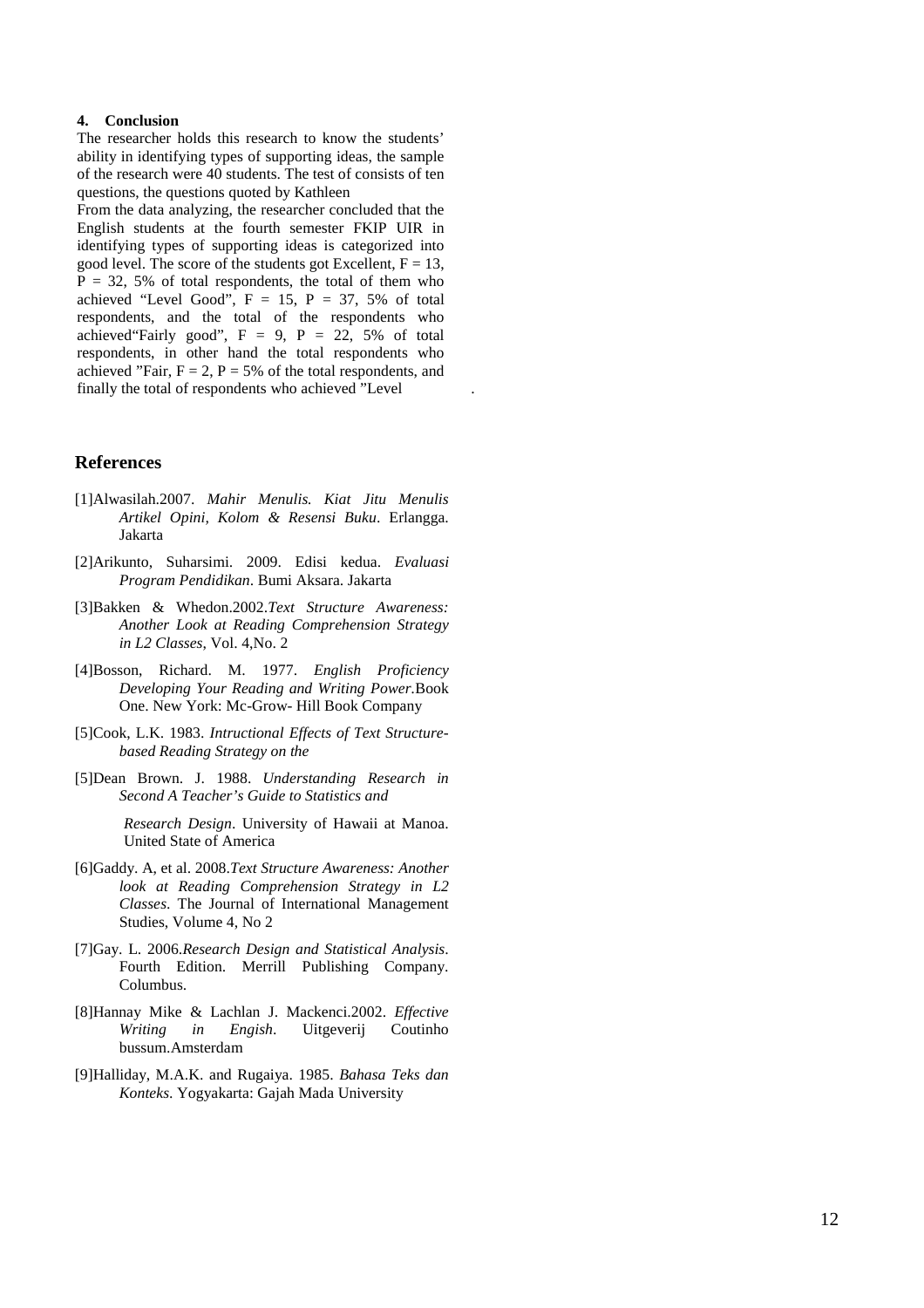### 4. Conclusion

The researcher holds this research to know the students' ability in identifying types of supporting ideas, the sample of the research were 40 students. The test of consists of ten questions, the questions quoted by Kathleen

From the data analyzing, the researcher concluded that the English students at the fourth semester FKIP UIR in identifying types of supporting ideas is categorized into good level. The score of the students got Excellent, F = 13, P = 32, 5% of total respondents, the total of them who achieved "Level Good", F = 15, P = 37, 5% of total respondents, and the total of the respondents who achieved"Fairly good", F = 9, P = 22, 5% of total respondents, in other hand the total respondents who achieved "Fair, F = 2, P = 5% of the total respondents, and finally the total of respondents who achieved "Level .

## References

[1]Alwasilah.2007. *Mahir Menulis. Kiat Jitu Menulis Artikel Opini, Kolom & Resensi Buku*. Erlangga. Jakarta

[2]Arikunto, Suharsimi. 2009. Edisi kedua. *Evaluasi Program Pendidikan*. Bumi Aksara. Jakarta

[3]Bakken & Whedon.2002.*Text Structure Awareness: Another Look at Reading Comprehension Strategy in L2 Classes*, Vol. 4,No. 2

[4]Bosson, Richard. M. 1977. *English Proficiency Developing Your Reading and Writing Power*.Book One. New York: Mc-Grow- Hill Book Company

[5]Cook, L.K. 1983. *Intructional Effects of Text Structure-based Reading Strategy on the*

[5]Dean Brown. J. 1988. *Understanding Research in Second A Teacher's Guide to Statistics and*

*Research Design*. University of Hawaii at Manoa. United State of America

[6]Gaddy. A, et al. 2008.*Text Structure Awareness: Another look at Reading Comprehension Strategy in L2 Classes*. The Journal of International Management Studies, Volume 4, No 2

[7]Gay. L. 2006.*Research Design and Statistical Analysis*. Fourth Edition. Merrill Publishing Company. Columbus.

[8]Hannay Mike & Lachlan J. Mackenci.2002. *Effective Writing in Engish*. Uitgeverij Coutinho bussum.Amsterdam

[9]Halliday, M.A.K. and Rugaiya. 1985. *Bahasa Teks dan Konteks.* Yogyakarta: Gajah Mada University